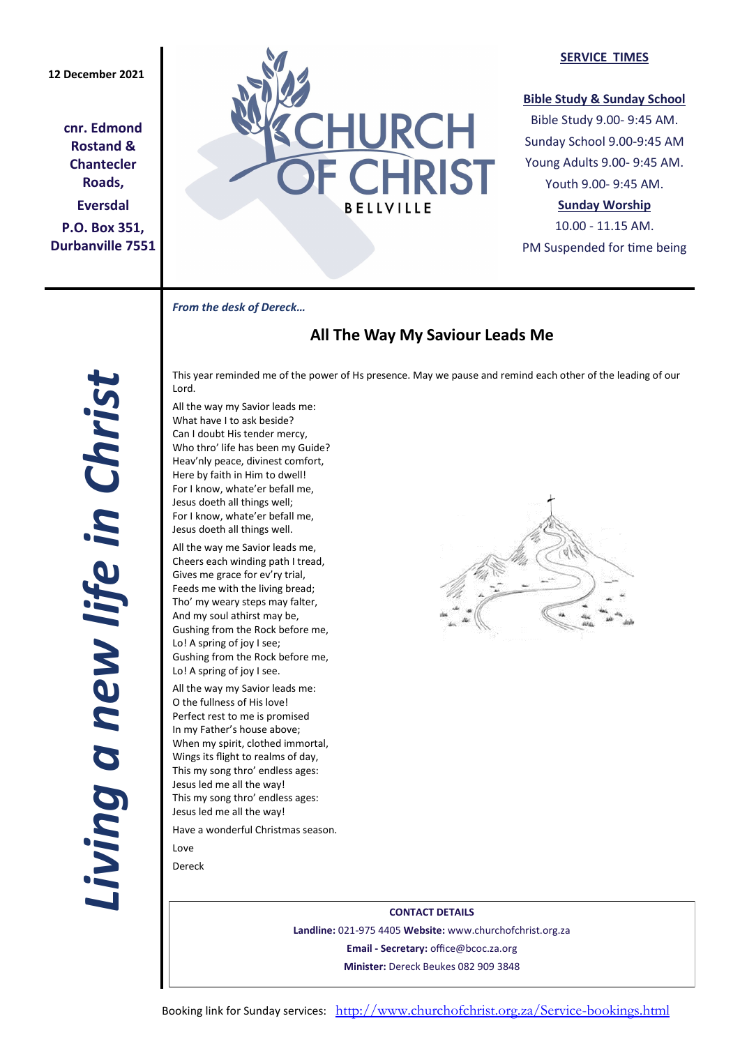12 December 2021

**cnr. Edmond Rostand & Chantecler Roads,**

**Eversdal**

**P.O. Box 351, Durbanville 7551**

# CHURCH OF CHRIST

BELLVILLE

**SERVICE TIMES**

**Bible Study & Sunday School**

Bible Study 9.00- 9:45 AM.

Sunday School 9.00-9:45 AM

Young Adults 9.00- 9:45 AM.

Youth 9.00- 9:45 AM.

**Sunday Worship**

10.00 - 11.15 AM.

PM Suspended for time being

***Living a new life in Christ***

***From the desk of Dereck…***

## All The Way My Saviour Leads Me

This year reminded me of the power of Hs presence. May we pause and remind each other of the leading of our Lord.

All the way my Savior leads me:
What have I to ask beside?
Can I doubt His tender mercy,
Who thro' life has been my Guide?
Heav'nly peace, divinest comfort,
Here by faith in Him to dwell!
For I know, whate'er befall me,
Jesus doeth all things well;
For I know, whate'er befall me,
Jesus doeth all things well.

All the way me Savior leads me,
Cheers each winding path I tread,
Gives me grace for ev'ry trial,
Feeds me with the living bread;
Tho' my weary steps may falter,
And my soul athirst may be,
Gushing from the Rock before me,
Lo! A spring of joy I see;
Gushing from the Rock before me,
Lo! A spring of joy I see.

All the way my Savior leads me:
O the fullness of His love!
Perfect rest to me is promised
In my Father's house above;
When my spirit, clothed immortal,
Wings its flight to realms of day,
This my song thro' endless ages:
Jesus led me all the way!
This my song thro' endless ages:
Jesus led me all the way!

Have a wonderful Christmas season.

Love

Dereck

**CONTACT DETAILS**

**Landline:** 021-975 4405 **Website:** www.churchofchrist.org.za

**Email - Secretary:** office@bcoc.za.org

**Minister:** Dereck Beukes 082 909 3848

Booking link for Sunday services: http://www.churchofchrist.org.za/Service-bookings.html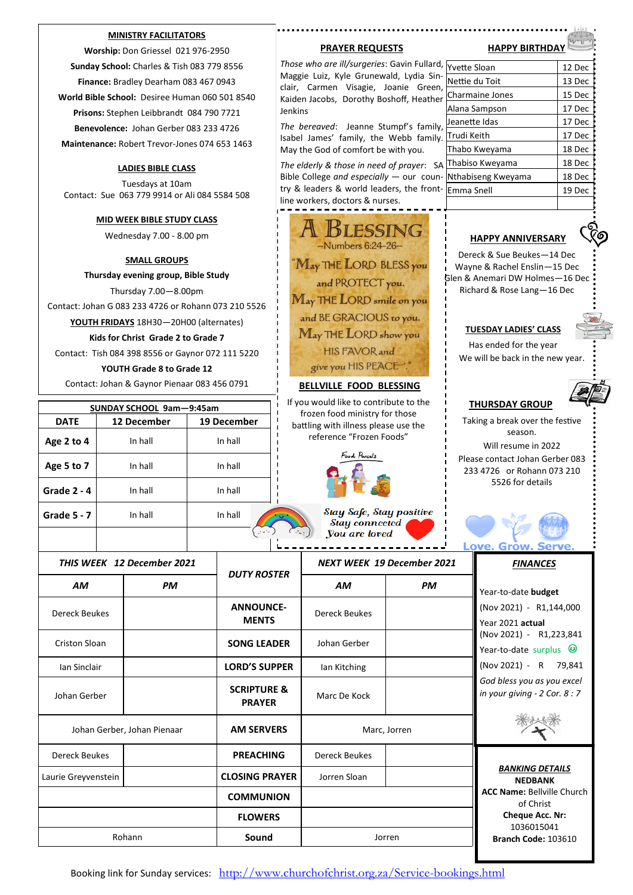## MINISTRY FACILITATORS

**Worship:** Don Griessel 021 976-2950

**Sunday School:** Charles & Tish 083 779 8556

**Finance:** Bradley Dearham 083 467 0943

**World Bible School:** Desiree Human 060 501 8540

**Prisons:** Stephen Leibbrandt 084 790 7721

**Benevolence:** Johan Gerber 083 233 4726

**Maintenance:** Robert Trevor-Jones 074 653 1463

## LADIES BIBLE CLASS

Tuesdays at 10am
Contact: Sue 063 779 9914 or Ali 084 5584 508

## MID WEEK BIBLE STUDY CLASS

Wednesday 7.00 - 8.00 pm

## SMALL GROUPS

**Thursday evening group, Bible Study**

Thursday 7.00—8.00pm

Contact: Johan G 083 233 4726 or Rohann 073 210 5526

**YOUTH FRIDAYS** 18H30—20H00 (alternates)

**Kids for Christ Grade 2 to Grade 7**

Contact: Tish 084 398 8556 or Gaynor 072 111 5220

**YOUTH Grade 8 to Grade 12**

Contact: Johan & Gaynor Pienaar 083 456 0791

| SUNDAY SCHOOL 9am—9:45am | | |
|---|---|---|
| **DATE** | **12 December** | **19 December** |
| **Age 2 to 4** | In hall | In hall |
| **Age 5 to 7** | In hall | In hall |
| **Grade 2 - 4** | In hall | In hall |
| **Grade 5 - 7** | In hall | In hall |
| | | |

## PRAYER REQUESTS

*Those who are ill/surgeries*: Gavin Fullard, Maggie Luiz, Kyle Grunewald, Lydia Sinclair, Carmen Visagie, Joanie Green, Kaiden Jacobs, Dorothy Boshoff, Heather Jenkins

*The bereaved*: Jeanne Stumpf's family, Isabel James' family, the Webb family. May the God of comfort be with you.

*The elderly & those in need of prayer*: SA Bible College *and especially* — our country & leaders & world leaders, the frontline workers, doctors & nurses.

## HAPPY BIRTHDAY

| | |
|---|---|
| Yvette Sloan | 12 Dec |
| Nettie du Toit | 13 Dec |
| Charmaine Jones | 15 Dec |
| Alana Sampson | 17 Dec |
| Jeanette Idas | 17 Dec |
| Trudi Keith | 17 Dec |
| Thabo Kweyama | 18 Dec |
| Thabiso Kweyama | 18 Dec |
| Nthabiseng Kweyama | 18 Dec |
| Emma Snell | 19 Dec |

## A BLESSING

–Numbers 6:24-26–

"May THE LORD BLESS you and PROTECT you. May THE LORD smile on you and BE GRACIOUS to you. May THE LORD show you HIS FAVOR and give you HIS PEACE."

## BELLVILLE FOOD BLESSING

If you would like to contribute to the frozen food ministry for those battling with illness please use the reference "Frozen Foods"

Food Parcels

Stay Safe, Stay positive
Stay connected
You are loved

## HAPPY ANNIVERSARY

Dereck & Sue Beukes—14 Dec
Wayne & Rachel Enslin—15 Dec
Glen & Anemari DW Holmes—16 Dec
Richard & Rose Lang—16 Dec

## TUESDAY LADIES' CLASS

Has ended for the year
We will be back in the new year.

## THURSDAY GROUP

Taking a break over the festive season.

Will resume in 2022

Please contact Johan Gerber 083 233 4726 or Rohann 073 210 5526 for details

Love. Grow. Serve.

| *THIS WEEK 12 December 2021* | | **DUTY ROSTER** | *NEXT WEEK 19 December 2021* | |
|---|---|---|---|---|
| ***AM*** | ***PM*** | | ***AM*** | ***PM*** |
| Dereck Beukes | | **ANNOUNCE-MENTS** | Dereck Beukes | |
| Criston Sloan | | **SONG LEADER** | Johan Gerber | |
| Ian Sinclair | | **LORD'S SUPPER** | Ian Kitching | |
| Johan Gerber | | **SCRIPTURE & PRAYER** | Marc De Kock | |
| Johan Gerber, Johan Pienaar | | **AM SERVERS** | Marc, Jorren | |
| Dereck Beukes | | **PREACHING** | Dereck Beukes | |
| Laurie Greyvenstein | | **CLOSING PRAYER** | Jorren Sloan | |
| | | **COMMUNION** | | |
| | | **FLOWERS** | | |
| Rohann | | **Sound** | Jorren | |

## FINANCES

Year-to-date **budget**
(Nov 2021) - R1,144,000

Year 2021 **actual**
(Nov 2021) - R1,223,841

Year-to-date surplus ☺
(Nov 2021) - R 79,841

*God bless you as you excel in your giving - 2 Cor. 8 : 7*

## BANKING DETAILS

**NEDBANK**
**ACC Name:** Bellville Church of Christ
**Cheque Acc. Nr:** 1036015041
**Branch Code:** 103610

Booking link for Sunday services: http://www.churchofchrist.org.za/Service-bookings.html